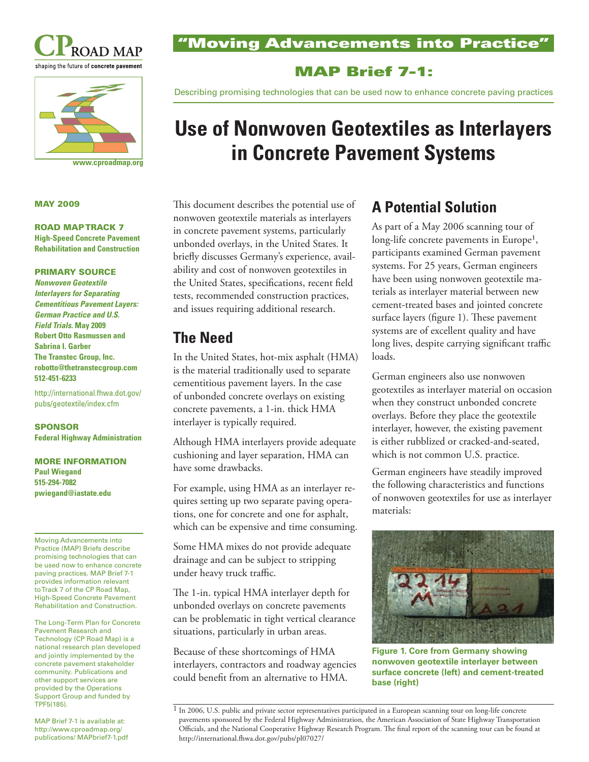# "Moving Advancements into Practice"

## MAP Brief 7-1:

Describing promising technologies that can be used now to enhance concrete paving practices

# Use of Nonwoven Geotextiles as Interlayers in Concrete Pavement Systems

**MAY 2009**

**ROAD MAP TRACK 7**
**High-Speed Concrete Pavement Rehabilitation and Construction**

**PRIMARY SOURCE**
***Nonwoven Geotextile Interlayers for Separating Cementitious Pavement Layers: German Practice and U.S. Field Trials.*** **May 2009**
**Robert Otto Rasmussen and Sabrina I. Garber**
**The Transtec Group, Inc.**
**robotto@thetranstecgroup.com**
**512-451-6233**

http://international.fhwa.dot.gov/pubs/geotextile/index.cfm

**SPONSOR**
**Federal Highway Administration**

**MORE INFORMATION**
**Paul Wiegand**
**515-294-7082**
**pwiegand@iastate.edu**

Moving Advancements into Practice (MAP) Briefs describe promising technologies that can be used now to enhance concrete paving practices. MAP Brief 7-1 provides information relevant to Track 7 of the CP Road Map, High-Speed Concrete Pavement Rehabilitation and Construction.

The Long-Term Plan for Concrete Pavement Research and Technology (CP Road Map) is a national research plan developed and jointly implemented by the concrete pavement stakeholder community. Publications and other support services are provided by the Operations Support Group and funded by TPF5(185).

MAP Brief 7-1 is available at: http://www.cproadmap.org/publications/ MAPbrief7-1.pdf

This document describes the potential use of nonwoven geotextile materials as interlayers in concrete pavement systems, particularly unbonded overlays, in the United States. It briefly discusses Germany's experience, availability and cost of nonwoven geotextiles in the United States, specifications, recent field tests, recommended construction practices, and issues requiring additional research.

## The Need

In the United States, hot-mix asphalt (HMA) is the material traditionally used to separate cementitious pavement layers. In the case of unbonded concrete overlays on existing concrete pavements, a 1-in. thick HMA interlayer is typically required.

Although HMA interlayers provide adequate cushioning and layer separation, HMA can have some drawbacks.

For example, using HMA as an interlayer requires setting up two separate paving operations, one for concrete and one for asphalt, which can be expensive and time consuming.

Some HMA mixes do not provide adequate drainage and can be subject to stripping under heavy truck traffic.

The 1-in. typical HMA interlayer depth for unbonded overlays on concrete pavements can be problematic in tight vertical clearance situations, particularly in urban areas.

Because of these shortcomings of HMA interlayers, contractors and roadway agencies could benefit from an alternative to HMA.

## A Potential Solution

As part of a May 2006 scanning tour of long-life concrete pavements in Europe[1], participants examined German pavement systems. For 25 years, German engineers have been using nonwoven geotextile materials as interlayer material between new cement-treated bases and jointed concrete surface layers (figure 1). These pavement systems are of excellent quality and have long lives, despite carrying significant traffic loads.

German engineers also use nonwoven geotextiles as interlayer material on occasion when they construct unbonded concrete overlays. Before they place the geotextile interlayer, however, the existing pavement is either rubblized or cracked-and-seated, which is not common U.S. practice.

German engineers have steadily improved the following characteristics and functions of nonwoven geotextiles for use as interlayer materials:

**Figure 1. Core from Germany showing nonwoven geotextile interlayer between surface concrete (left) and cement-treated base (right)**

[1] In 2006, U.S. public and private sector representatives participated in a European scanning tour on long-life concrete pavements sponsored by the Federal Highway Administration, the American Association of State Highway Transportation Officials, and the National Cooperative Highway Research Program. The final report of the scanning tour can be found at http://international.fhwa.dot.gov/pubs/pl07027/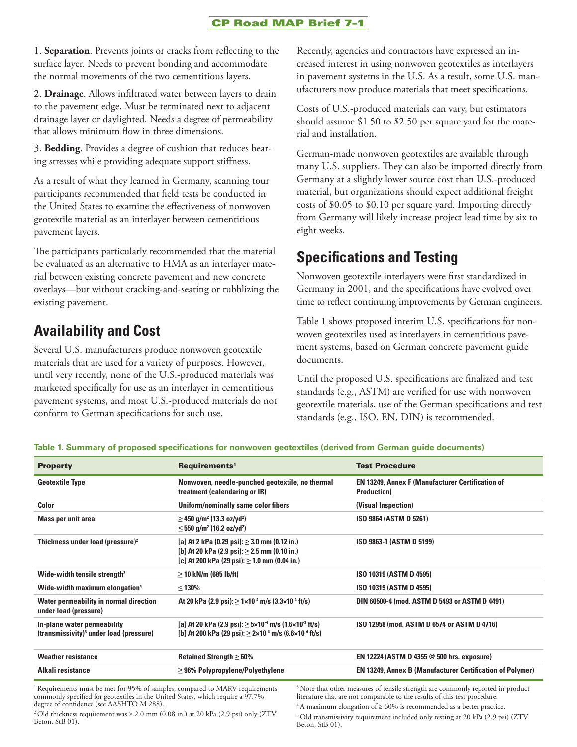1. **Separation**. Prevents joints or cracks from reflecting to the surface layer. Needs to prevent bonding and accommodate the normal movements of the two cementitious layers.

2. **Drainage**. Allows infiltrated water between layers to drain to the pavement edge. Must be terminated next to adjacent drainage layer or daylighted. Needs a degree of permeability that allows minimum flow in three dimensions.

3. **Bedding**. Provides a degree of cushion that reduces bearing stresses while providing adequate support stiffness.

As a result of what they learned in Germany, scanning tour participants recommended that field tests be conducted in the United States to examine the effectiveness of nonwoven geotextile material as an interlayer between cementitious pavement layers.

The participants particularly recommended that the material be evaluated as an alternative to HMA as an interlayer material between existing concrete pavement and new concrete overlays—but without cracking-and-seating or rubblizing the existing pavement.

## Availability and Cost

Several U.S. manufacturers produce nonwoven geotextile materials that are used for a variety of purposes. However, until very recently, none of the U.S.-produced materials was marketed specifically for use as an interlayer in cementitious pavement systems, and most U.S.-produced materials do not conform to German specifications for such use.

Recently, agencies and contractors have expressed an increased interest in using nonwoven geotextiles as interlayers in pavement systems in the U.S. As a result, some U.S. manufacturers now produce materials that meet specifications.

Costs of U.S.-produced materials can vary, but estimators should assume $1.50 to $2.50 per square yard for the material and installation.

German-made nonwoven geotextiles are available through many U.S. suppliers. They can also be imported directly from Germany at a slightly lower source cost than U.S.-produced material, but organizations should expect additional freight costs of $0.05 to $0.10 per square yard. Importing directly from Germany will likely increase project lead time by six to eight weeks.

## Specifications and Testing

Nonwoven geotextile interlayers were first standardized in Germany in 2001, and the specifications have evolved over time to reflect continuing improvements by German engineers.

Table 1 shows proposed interim U.S. specifications for nonwoven geotextiles used as interlayers in cementitious pavement systems, based on German concrete pavement guide documents.

Until the proposed U.S. specifications are finalized and test standards (e.g., ASTM) are verified for use with nonwoven geotextile materials, use of the German specifications and test standards (e.g., ISO, EN, DIN) is recommended.

**Table 1. Summary of proposed specifications for nonwoven geotextiles (derived from German guide documents)**

| Property | Requirements[1] | Test Procedure |
|---|---|---|
| Geotextile Type | Nonwoven, needle-punched geotextile, no thermal treatment (calendaring or IR) | EN 13249, Annex F (Manufacturer Certification of Production) |
| Color | Uniform/nominally same color fibers | (Visual Inspection) |
| Mass per unit area | ≥ 450 g/m² (13.3 oz/yd²)<br>≤ 550 g/m² (16.2 oz/yd²) | ISO 9864 (ASTM D 5261) |
| Thickness under load (pressure)[2] | [a] At 2 kPa (0.29 psi): ≥ 3.0 mm (0.12 in.)<br>[b] At 20 kPa (2.9 psi): ≥ 2.5 mm (0.10 in.)<br>[c] At 200 kPa (29 psi): ≥ 1.0 mm (0.04 in.) | ISO 9863-1 (ASTM D 5199) |
| Wide-width tensile strength[3] | ≥ 10 kN/m (685 lb/ft) | ISO 10319 (ASTM D 4595) |
| Wide-width maximum elongation[4] | ≤ 130% | ISO 10319 (ASTM D 4595) |
| Water permeability in normal direction under load (pressure) | At 20 kPa (2.9 psi): ≥ $1\times10^{-4}$ m/s ($3.3\times10^{-4}$ ft/s) | DIN 60500-4 (mod. ASTM D 5493 or ASTM D 4491) |
| In-plane water permeability (transmissivity)[5] under load (pressure) | [a] At 20 kPa (2.9 psi): ≥ $5\times10^{-4}$ m/s ($1.6\times10^{-3}$ ft/s)<br>[b] At 200 kPa (29 psi): ≥ $2\times10^{-4}$ m/s ($6.6\times10^{-4}$ ft/s) | ISO 12958 (mod. ASTM D 6574 or ASTM D 4716) |
| Weather resistance | Retained Strength ≥ 60% | EN 12224 (ASTM D 4355 @ 500 hrs. exposure) |
| Alkali resistance | ≥ 96% Polypropylene/Polyethylene | EN 13249, Annex B (Manufacturer Certification of Polymer) |

[1] Requirements must be met for 95% of samples; compared to MARV requirements commonly specified for geotextiles in the United States, which require a 97.7% degree of confidence (see AASHTO M 288).

[2] Old thickness requirement was ≥ 2.0 mm (0.08 in.) at 20 kPa (2.9 psi) only (ZTV Beton, StB 01).

[3] Note that other measures of tensile strength are commonly reported in product literature that are not comparable to the results of this test procedure.

[4] A maximum elongation of ≥ 60% is recommended as a better practice.

[5] Old transmissivity requirement included only testing at 20 kPa (2.9 psi) (ZTV Beton, StB 01).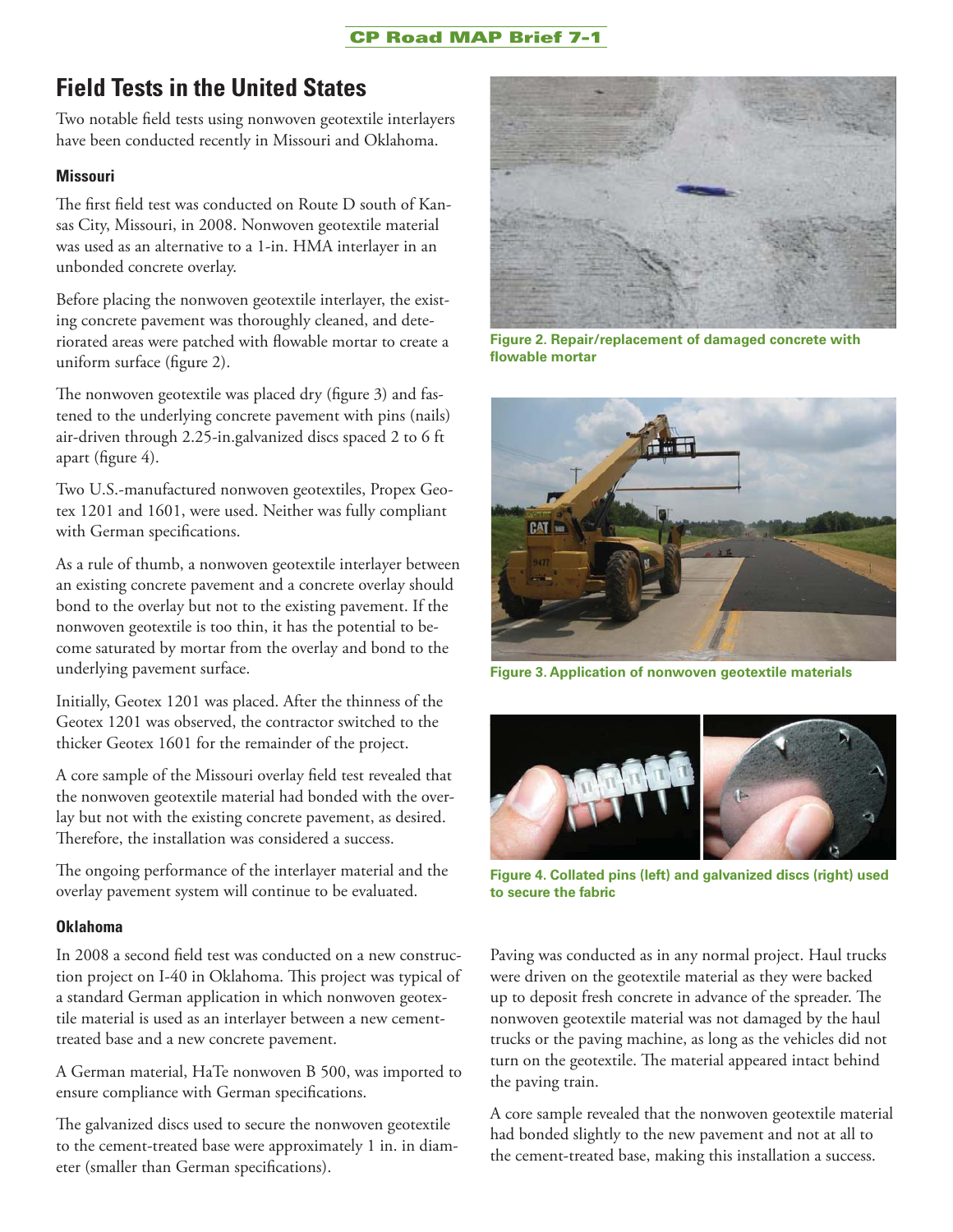## Field Tests in the United States

Two notable field tests using nonwoven geotextile interlayers have been conducted recently in Missouri and Oklahoma.

### Missouri

The first field test was conducted on Route D south of Kansas City, Missouri, in 2008. Nonwoven geotextile material was used as an alternative to a 1-in. HMA interlayer in an unbonded concrete overlay.

Before placing the nonwoven geotextile interlayer, the existing concrete pavement was thoroughly cleaned, and deteriorated areas were patched with flowable mortar to create a uniform surface (figure 2).

The nonwoven geotextile was placed dry (figure 3) and fastened to the underlying concrete pavement with pins (nails) air-driven through 2.25-in.galvanized discs spaced 2 to 6 ft apart (figure 4).

Two U.S.-manufactured nonwoven geotextiles, Propex Geotex 1201 and 1601, were used. Neither was fully compliant with German specifications.

As a rule of thumb, a nonwoven geotextile interlayer between an existing concrete pavement and a concrete overlay should bond to the overlay but not to the existing pavement. If the nonwoven geotextile is too thin, it has the potential to become saturated by mortar from the overlay and bond to the underlying pavement surface.

Initially, Geotex 1201 was placed. After the thinness of the Geotex 1201 was observed, the contractor switched to the thicker Geotex 1601 for the remainder of the project.

A core sample of the Missouri overlay field test revealed that the nonwoven geotextile material had bonded with the overlay but not with the existing concrete pavement, as desired. Therefore, the installation was considered a success.

The ongoing performance of the interlayer material and the overlay pavement system will continue to be evaluated.

### Oklahoma

In 2008 a second field test was conducted on a new construction project on I-40 in Oklahoma. This project was typical of a standard German application in which nonwoven geotextile material is used as an interlayer between a new cement-treated base and a new concrete pavement.

A German material, HaTe nonwoven B 500, was imported to ensure compliance with German specifications.

The galvanized discs used to secure the nonwoven geotextile to the cement-treated base were approximately 1 in. in diameter (smaller than German specifications).

**Figure 2. Repair/replacement of damaged concrete with flowable mortar**

**Figure 3. Application of nonwoven geotextile materials**

**Figure 4. Collated pins (left) and galvanized discs (right) used to secure the fabric**

Paving was conducted as in any normal project. Haul trucks were driven on the geotextile material as they were backed up to deposit fresh concrete in advance of the spreader. The nonwoven geotextile material was not damaged by the haul trucks or the paving machine, as long as the vehicles did not turn on the geotextile. The material appeared intact behind the paving train.

A core sample revealed that the nonwoven geotextile material had bonded slightly to the new pavement and not at all to the cement-treated base, making this installation a success.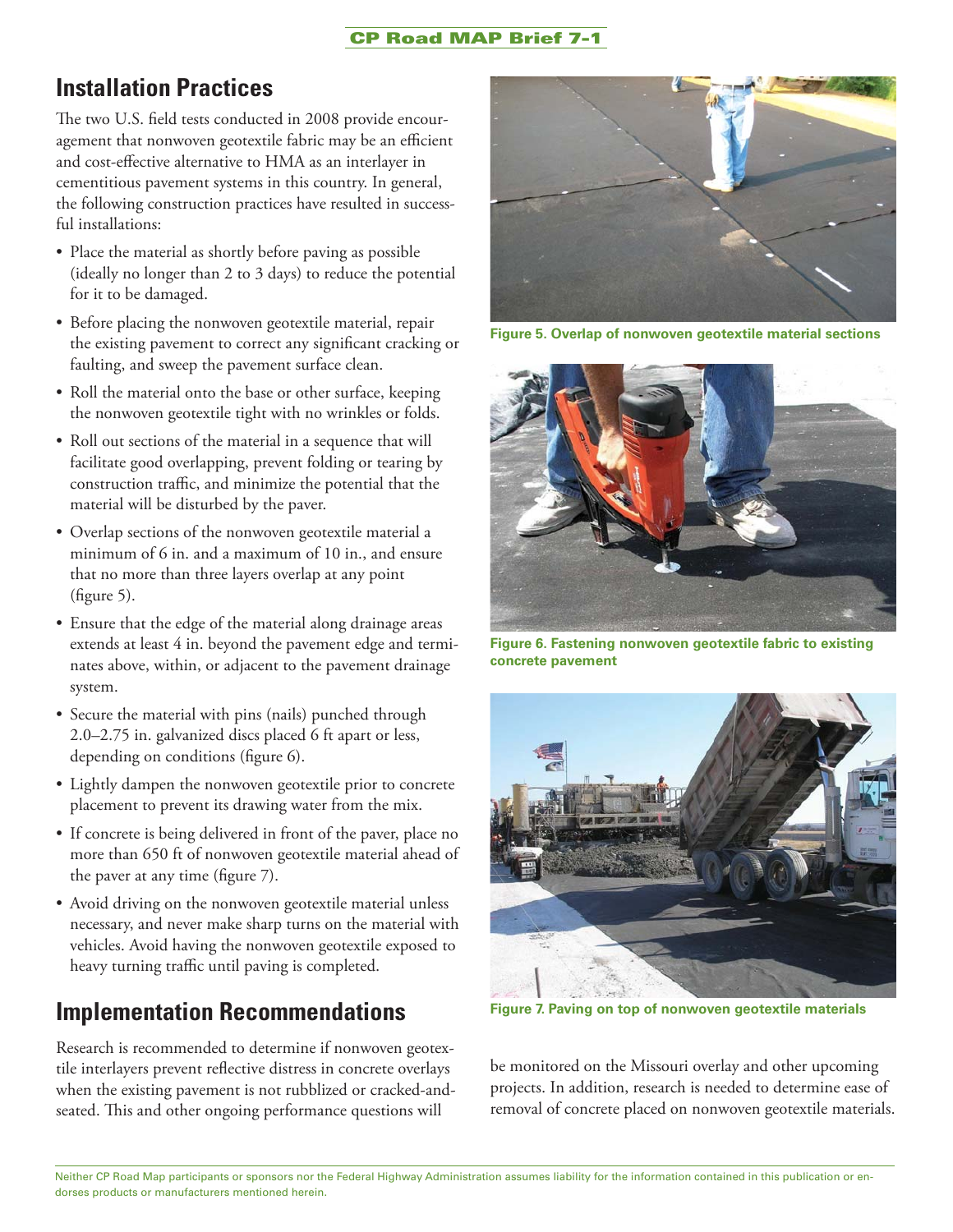## Installation Practices

The two U.S. field tests conducted in 2008 provide encouragement that nonwoven geotextile fabric may be an efficient and cost-effective alternative to HMA as an interlayer in cementitious pavement systems in this country. In general, the following construction practices have resulted in successful installations:

- Place the material as shortly before paving as possible (ideally no longer than 2 to 3 days) to reduce the potential for it to be damaged.
- Before placing the nonwoven geotextile material, repair the existing pavement to correct any significant cracking or faulting, and sweep the pavement surface clean.
- Roll the material onto the base or other surface, keeping the nonwoven geotextile tight with no wrinkles or folds.
- Roll out sections of the material in a sequence that will facilitate good overlapping, prevent folding or tearing by construction traffic, and minimize the potential that the material will be disturbed by the paver.
- Overlap sections of the nonwoven geotextile material a minimum of 6 in. and a maximum of 10 in., and ensure that no more than three layers overlap at any point (figure 5).
- Ensure that the edge of the material along drainage areas extends at least 4 in. beyond the pavement edge and terminates above, within, or adjacent to the pavement drainage system.
- Secure the material with pins (nails) punched through 2.0–2.75 in. galvanized discs placed 6 ft apart or less, depending on conditions (figure 6).
- Lightly dampen the nonwoven geotextile prior to concrete placement to prevent its drawing water from the mix.
- If concrete is being delivered in front of the paver, place no more than 650 ft of nonwoven geotextile material ahead of the paver at any time (figure 7).
- Avoid driving on the nonwoven geotextile material unless necessary, and never make sharp turns on the material with vehicles. Avoid having the nonwoven geotextile exposed to heavy turning traffic until paving is completed.

**Figure 5. Overlap of nonwoven geotextile material sections**

**Figure 6. Fastening nonwoven geotextile fabric to existing concrete pavement**

**Figure 7. Paving on top of nonwoven geotextile materials**

## Implementation Recommendations

Research is recommended to determine if nonwoven geotextile interlayers prevent reflective distress in concrete overlays when the existing pavement is not rubblized or cracked-and-seated. This and other ongoing performance questions will be monitored on the Missouri overlay and other upcoming projects. In addition, research is needed to determine ease of removal of concrete placed on nonwoven geotextile materials.

Neither CP Road Map participants or sponsors nor the Federal Highway Administration assumes liability for the information contained in this publication or endorses products or manufacturers mentioned herein.